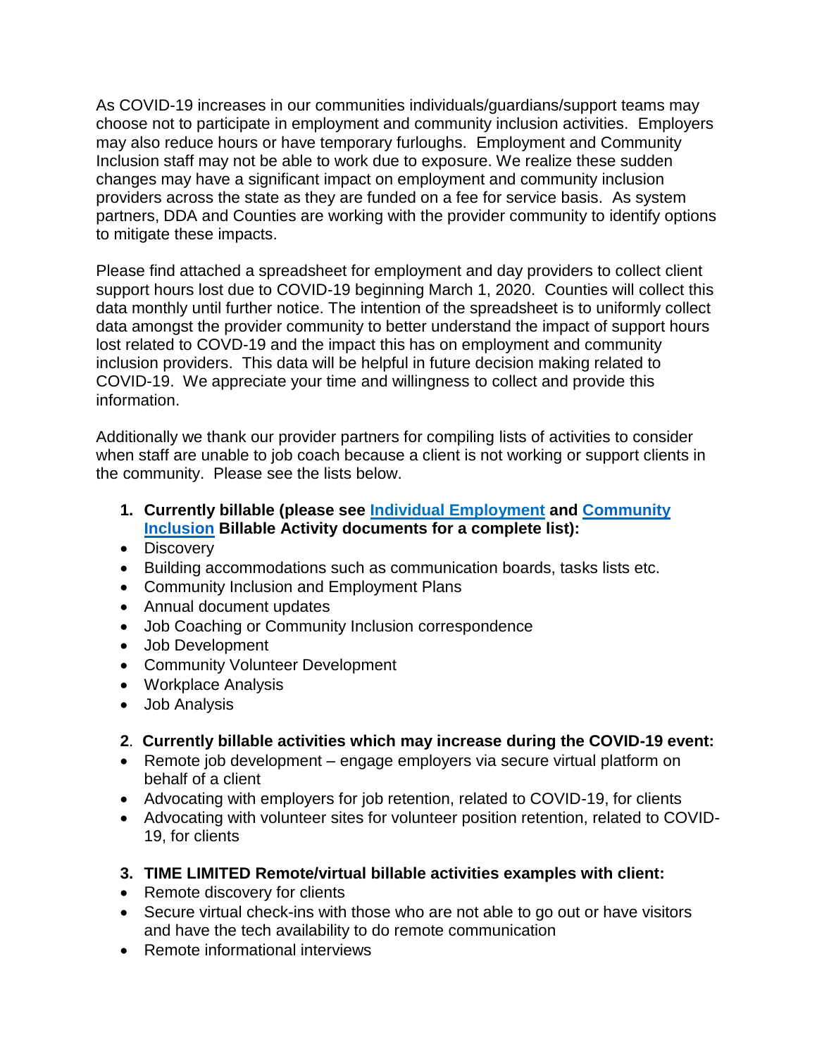As COVID-19 increases in our communities individuals/guardians/support teams may choose not to participate in employment and community inclusion activities. Employers may also reduce hours or have temporary furloughs. Employment and Community Inclusion staff may not be able to work due to exposure. We realize these sudden changes may have a significant impact on employment and community inclusion providers across the state as they are funded on a fee for service basis. As system partners, DDA and Counties are working with the provider community to identify options to mitigate these impacts.

Please find attached a spreadsheet for employment and day providers to collect client support hours lost due to COVID-19 beginning March 1, 2020. Counties will collect this data monthly until further notice. The intention of the spreadsheet is to uniformly collect data amongst the provider community to better understand the impact of support hours lost related to COVD-19 and the impact this has on employment and community inclusion providers. This data will be helpful in future decision making related to COVID-19. We appreciate your time and willingness to collect and provide this information.

Additionally we thank our provider partners for compiling lists of activities to consider when staff are unable to job coach because a client is not working or support clients in the community. Please see the lists below.

**1. Currently billable (please see Individual Employment and Community Inclusion Billable Activity documents for a complete list):**

- Discovery
- Building accommodations such as communication boards, tasks lists etc.
- Community Inclusion and Employment Plans
- Annual document updates
- Job Coaching or Community Inclusion correspondence
- Job Development
- Community Volunteer Development
- Workplace Analysis
- Job Analysis

**2. Currently billable activities which may increase during the COVID-19 event:**

- Remote job development – engage employers via secure virtual platform on behalf of a client
- Advocating with employers for job retention, related to COVID-19, for clients
- Advocating with volunteer sites for volunteer position retention, related to COVID-19, for clients

**3. TIME LIMITED Remote/virtual billable activities examples with client:**

- Remote discovery for clients
- Secure virtual check-ins with those who are not able to go out or have visitors and have the tech availability to do remote communication
- Remote informational interviews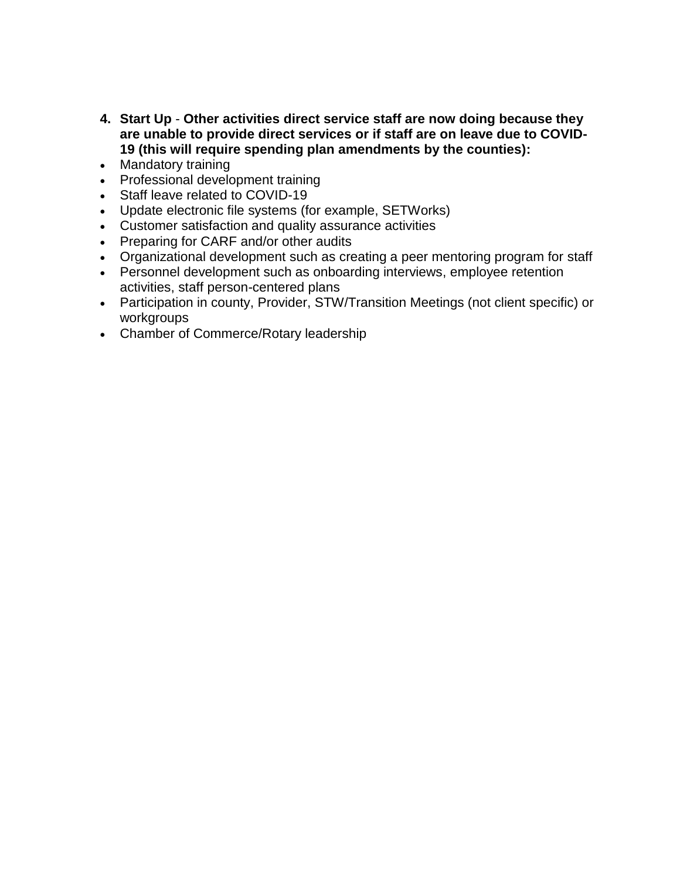4. **Start Up** - **Other activities direct service staff are now doing because they are unable to provide direct services or if staff are on leave due to COVID-19 (this will require spending plan amendments by the counties):**

- Mandatory training
- Professional development training
- Staff leave related to COVID-19
- Update electronic file systems (for example, SETWorks)
- Customer satisfaction and quality assurance activities
- Preparing for CARF and/or other audits
- Organizational development such as creating a peer mentoring program for staff
- Personnel development such as onboarding interviews, employee retention activities, staff person-centered plans
- Participation in county, Provider, STW/Transition Meetings (not client specific) or workgroups
- Chamber of Commerce/Rotary leadership